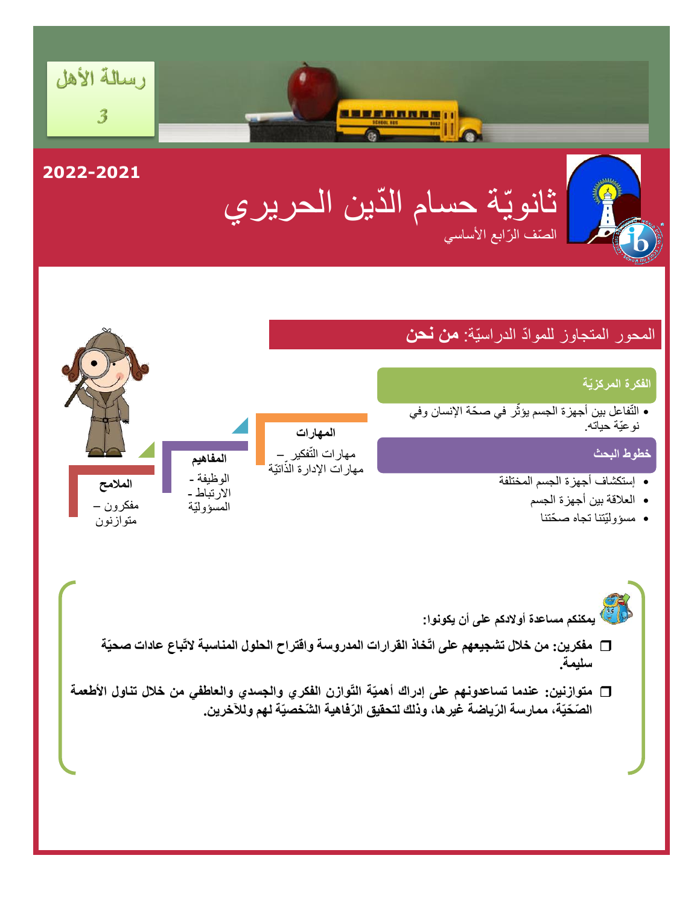رسالة الأهل 3

2022-2021

# ثانويّة حسام الدّين الحريري

الصّف الرّابع الأساسي

## المحور المتجاوز للموادّ الدراسيّة: **من نحن**

### الفكرة المركزيّة

- التّفاعل بين أجهزة الجسم يؤثّر في صحّة الإنسان وفي نوعيّة حياته.

### خطوط البحث

- إستكشاف أجهزة الجسم المختلفة
- العلاقة بين أجهزة الجسم
- مسؤوليّتنا تجاه صحّتنا

**المهارات**

مهارات التّفكير – مهارات الإدارة الذّاتيّة

**المفاهيم**

الوظيفة - الارتباط - المسؤوليّة

**الملامح**

مفكرون – متوازنون

**يمكنكم مساعدة أولادكم على أن يكونوا:**

- **مفكرين: من خلال تشجيعهم على اتّخاذ القرارات المدروسة واقتراح الحلول المناسبة لاتّباع عادات صحيّة سليمة.**
- **متوازنين: عندما تساعدونهم على إدراك أهميّة التّوازن الفكري والجسدي والعاطفي من خلال تناول الأطعمة الصّحّيّة، ممارسة الرّياضة غيرها، وذلك لتحقيق الرّفاهية الشّخصيّة لهم وللآخرين.**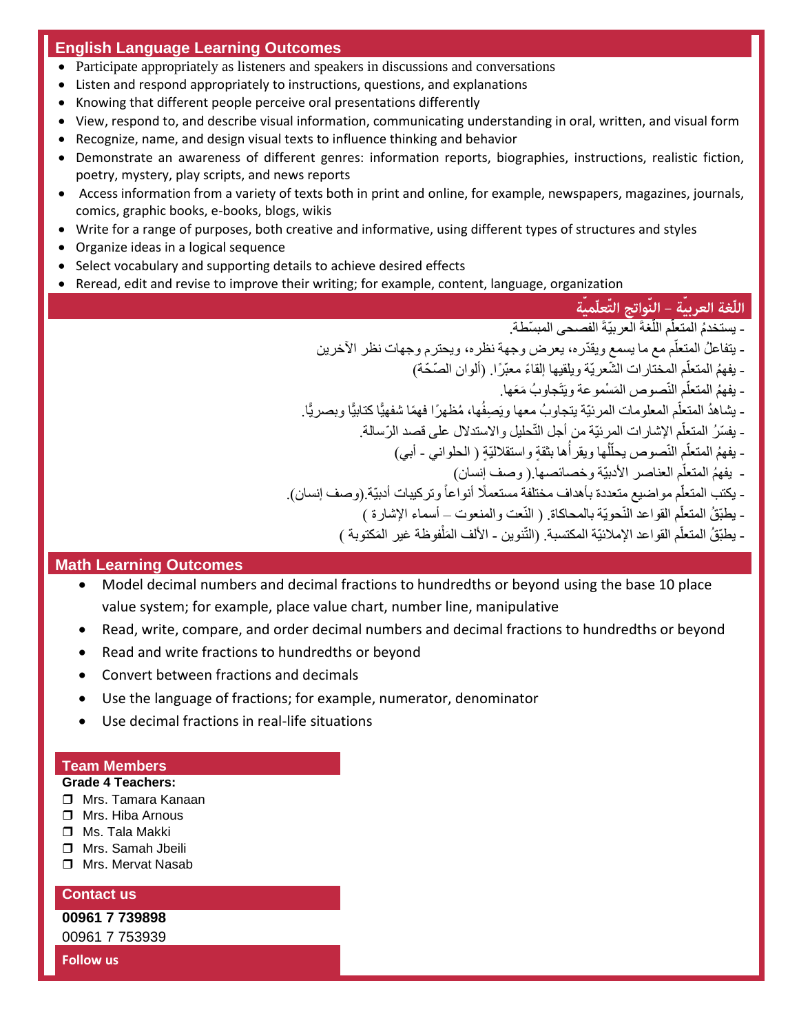## English Language Learning Outcomes

- Participate appropriately as listeners and speakers in discussions and conversations
- Listen and respond appropriately to instructions, questions, and explanations
- Knowing that different people perceive oral presentations differently
- View, respond to, and describe visual information, communicating understanding in oral, written, and visual form
- Recognize, name, and design visual texts to influence thinking and behavior
- Demonstrate an awareness of different genres: information reports, biographies, instructions, realistic fiction, poetry, mystery, play scripts, and news reports
- Access information from a variety of texts both in print and online, for example, newspapers, magazines, journals, comics, graphic books, e-books, blogs, wikis
- Write for a range of purposes, both creative and informative, using different types of structures and styles
- Organize ideas in a logical sequence
- Select vocabulary and supporting details to achieve desired effects
- Reread, edit and revise to improve their writing; for example, content, language, organization

## اللّغة العربيّة – النّواتج التّعلّميّة

- يستخدمُ المتعلّم اللّغةَ العربيّةَ الفصحى المبسّطة.
- يتفاعلُ المتعلّم مع ما يسمع ويقدّره، يعرض وجهة نظره، ويحترم وجهات نظر الآخرين
- يفهمُ المتعلّم المختارات الشّعريّة ويلقيها إلقاءً معبّرًا. (ألوان الصّحّة)
- يفهمُ المتعلّم النّصوص المَسْموعة ويَتَجاوبُ مَعَها.
- يشاهدُ المتعلّم المعلومات المرئيّة يتجاوبُ معها ويَصِفُها، مُظهرًا فهمًا شفهيًّا كتابيًّا وبصريًّا.
- يفسّرُ المتعلّم الإشارات المرئيّة من أجل التّحليل والاستدلال على قصد الرّسالة.
- يفهمُ المتعلّم النّصوص يحلّلها ويقرأها بثقةٍ واستقلاليّةٍ ( الحلواني - أبي)
- يفهمُ المتعلّم العناصر الأدبيّة وخصائصها.( وصف إنسان)
- يكتب المتعلّم مواضيع متعددة بأهداف مختلفة مستعملًا أنواعاً وتركيبات أدبيّة.(وصف إنسان).
- يطبّقُ المتعلّم القواعد النّحويّة بالمحاكاة. ( النّعت والمنعوت – أسماء الإشارة )
- يطبّقُ المتعلّم القواعد الإملائيّة المكتسبة. (التّنوين - الألف المَلْفوظة غير المَكتوبة )

## Math Learning Outcomes

- Model decimal numbers and decimal fractions to hundredths or beyond using the base 10 place value system; for example, place value chart, number line, manipulative
- Read, write, compare, and order decimal numbers and decimal fractions to hundredths or beyond
- Read and write fractions to hundredths or beyond
- Convert between fractions and decimals
- Use the language of fractions; for example, numerator, denominator
- Use decimal fractions in real-life situations

### Team Members

**Grade 4 Teachers:**

- ❒ Mrs. Tamara Kanaan
- ❒ Mrs. Hiba Arnous
- ❒ Ms. Tala Makki
- ❒ Mrs. Samah Jbeili
- ❒ Mrs. Mervat Nasab

### Contact us

**00961 7 739898**

00961 7 753939

### Follow us